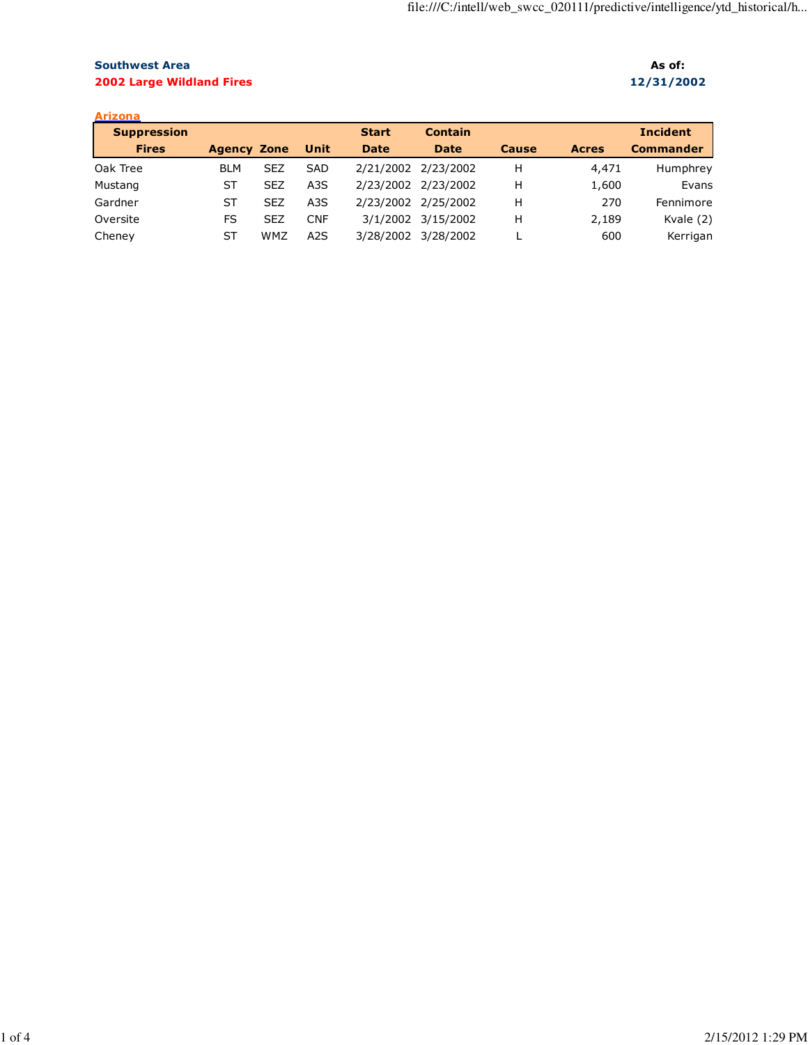**Southwest Area**

**2002 Large Wildland Fires**

**As of:** **12/31/2002**

## Arizona

| Suppression Fires | Agency | Zone | Unit | Start Date | Contain Date | Cause | Acres | Incident Commander |
|---|---|---|---|---|---|---|---|---|
| Oak Tree | BLM | SEZ | SAD | 2/21/2002 | 2/23/2002 | H | 4,471 | Humphrey |
| Mustang | ST | SEZ | A3S | 2/23/2002 | 2/23/2002 | H | 1,600 | Evans |
| Gardner | ST | SEZ | A3S | 2/23/2002 | 2/25/2002 | H | 270 | Fennimore |
| Oversite | FS | SEZ | CNF | 3/1/2002 | 3/15/2002 | H | 2,189 | Kvale (2) |
| Cheney | ST | WMZ | A2S | 3/28/2002 | 3/28/2002 | L | 600 | Kerrigan |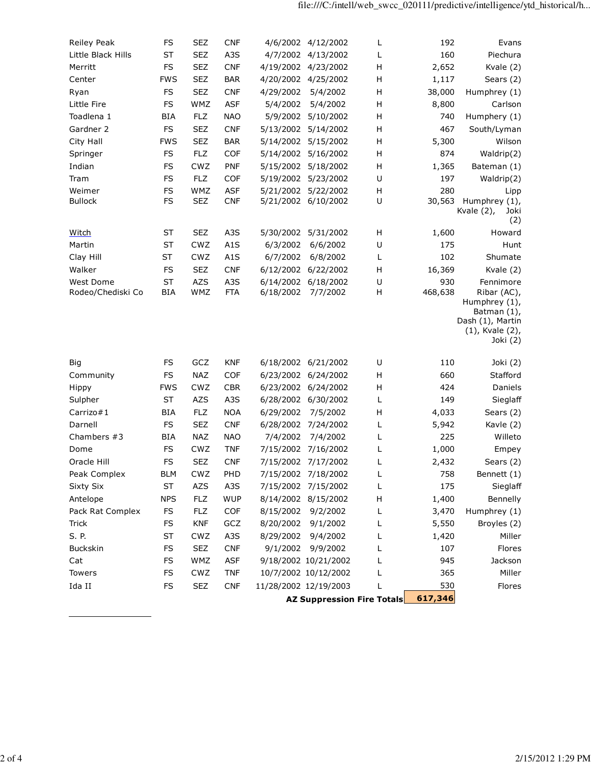| | | | | | | | | |
|---|---|---|---|---|---|---|---|---|
| Reiley Peak | FS | SEZ | CNF | 4/6/2002 | 4/12/2002 | L | 192 | Evans |
| Little Black Hills | ST | SEZ | A3S | 4/7/2002 | 4/13/2002 | L | 160 | Piechura |
| Merritt | FS | SEZ | CNF | 4/19/2002 | 4/23/2002 | H | 2,652 | Kvale (2) |
| Center | FWS | SEZ | BAR | 4/20/2002 | 4/25/2002 | H | 1,117 | Sears (2) |
| Ryan | FS | SEZ | CNF | 4/29/2002 | 5/4/2002 | H | 38,000 | Humphrey (1) |
| Little Fire | FS | WMZ | ASF | 5/4/2002 | 5/4/2002 | H | 8,800 | Carlson |
| Toadlena 1 | BIA | FLZ | NAO | 5/9/2002 | 5/10/2002 | H | 740 | Humphery (1) |
| Gardner 2 | FS | SEZ | CNF | 5/13/2002 | 5/14/2002 | H | 467 | South/Lyman |
| City Hall | FWS | SEZ | BAR | 5/14/2002 | 5/15/2002 | H | 5,300 | Wilson |
| Springer | FS | FLZ | COF | 5/14/2002 | 5/16/2002 | H | 874 | Waldrip(2) |
| Indian | FS | CWZ | PNF | 5/15/2002 | 5/18/2002 | H | 1,365 | Bateman (1) |
| Tram | FS | FLZ | COF | 5/19/2002 | 5/23/2002 | U | 197 | Waldrip(2) |
| Weimer | FS | WMZ | ASF | 5/21/2002 | 5/22/2002 | H | 280 | Lipp |
| Bullock | FS | SEZ | CNF | 5/21/2002 | 6/10/2002 | U | 30,563 | Humphrey (1), Kvale (2), Joki (2) |
| Witch | ST | SEZ | A3S | 5/30/2002 | 5/31/2002 | H | 1,600 | Howard |
| Martin | ST | CWZ | A1S | 6/3/2002 | 6/6/2002 | U | 175 | Hunt |
| Clay Hill | ST | CWZ | A1S | 6/7/2002 | 6/8/2002 | L | 102 | Shumate |
| Walker | FS | SEZ | CNF | 6/12/2002 | 6/22/2002 | H | 16,369 | Kvale (2) |
| West Dome | ST | AZS | A3S | 6/14/2002 | 6/18/2002 | U | 930 | Fennimore |
| Rodeo/Chediski Co | BIA | WMZ | FTA | 6/18/2002 | 7/7/2002 | H | 468,638 | Ribar (AC), Humphrey (1), Batman (1), Dash (1), Martin (1), Kvale (2), Joki (2) |
| Big | FS | GCZ | KNF | 6/18/2002 | 6/21/2002 | U | 110 | Joki (2) |
| Community | FS | NAZ | COF | 6/23/2002 | 6/24/2002 | H | 660 | Stafford |
| Hippy | FWS | CWZ | CBR | 6/23/2002 | 6/24/2002 | H | 424 | Daniels |
| Sulpher | ST | AZS | A3S | 6/28/2002 | 6/30/2002 | L | 149 | Sieglaff |
| Carrizo#1 | BIA | FLZ | NOA | 6/29/2002 | 7/5/2002 | H | 4,033 | Sears (2) |
| Darnell | FS | SEZ | CNF | 6/28/2002 | 7/24/2002 | L | 5,942 | Kavle (2) |
| Chambers #3 | BIA | NAZ | NAO | 7/4/2002 | 7/4/2002 | L | 225 | Willeto |
| Dome | FS | CWZ | TNF | 7/15/2002 | 7/16/2002 | L | 1,000 | Empey |
| Oracle Hill | FS | SEZ | CNF | 7/15/2002 | 7/17/2002 | L | 2,432 | Sears (2) |
| Peak Complex | BLM | CWZ | PHD | 7/15/2002 | 7/18/2002 | L | 758 | Bennett (1) |
| Sixty Six | ST | AZS | A3S | 7/15/2002 | 7/15/2002 | L | 175 | Sieglaff |
| Antelope | NPS | FLZ | WUP | 8/14/2002 | 8/15/2002 | H | 1,400 | Bennelly |
| Pack Rat Complex | FS | FLZ | COF | 8/15/2002 | 9/2/2002 | L | 3,470 | Humphrey (1) |
| Trick | FS | KNF | GCZ | 8/20/2002 | 9/1/2002 | L | 5,550 | Broyles (2) |
| S. P. | ST | CWZ | A3S | 8/29/2002 | 9/4/2002 | L | 1,420 | Miller |
| Buckskin | FS | SEZ | CNF | 9/1/2002 | 9/9/2002 | L | 107 | Flores |
| Cat | FS | WMZ | ASF | 9/18/2002 | 10/21/2002 | L | 945 | Jackson |
| Towers | FS | CWZ | TNF | 10/7/2002 | 10/12/2002 | L | 365 | Miller |
| Ida II | FS | SEZ | CNF | 11/28/2002 | 12/19/2003 | L | 530 | Flores |
| | | | | | **AZ Suppression Fire Totals** | | **617,346** | |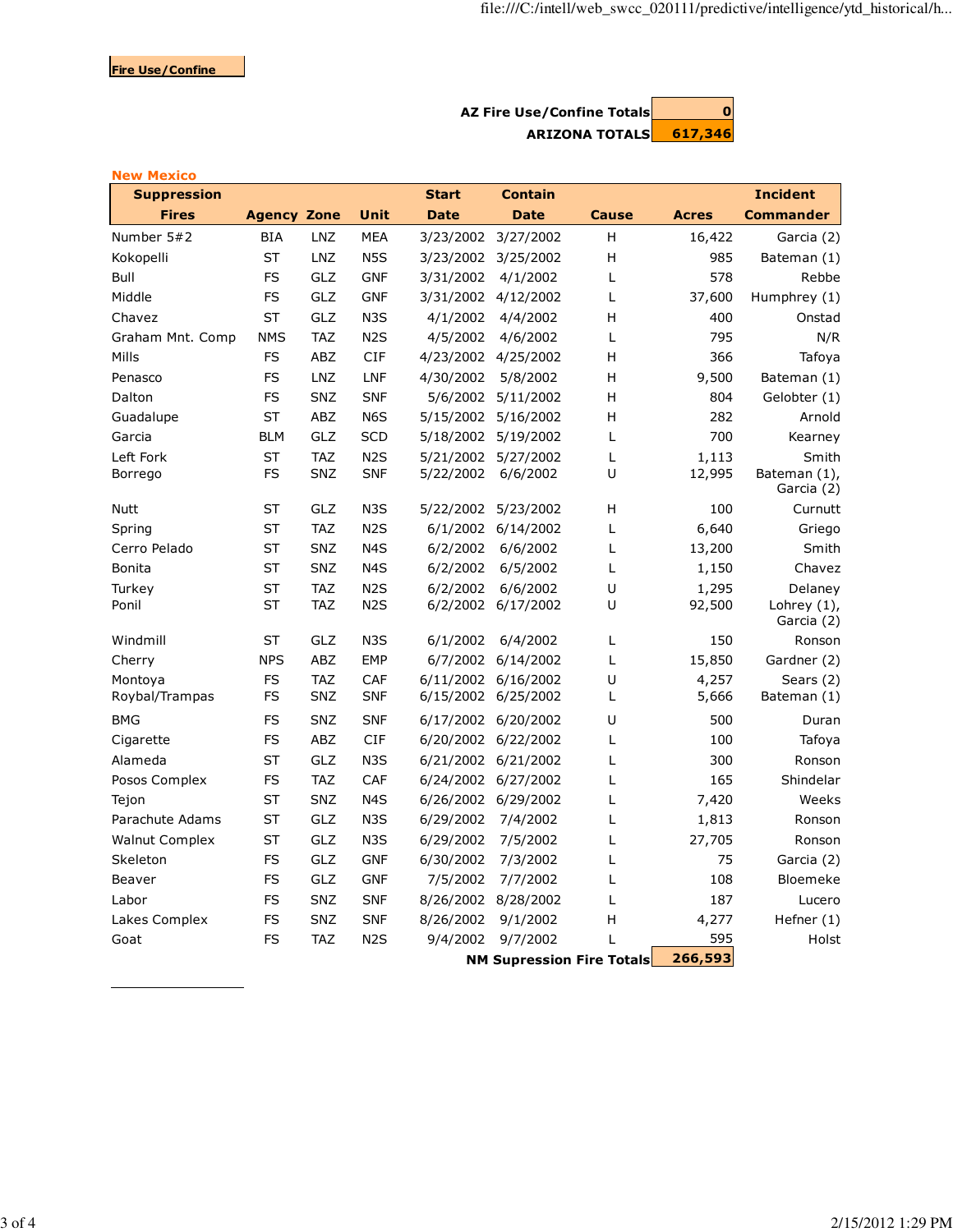**Fire Use/Confine**

| | |
|---|---|
| **AZ Fire Use/Confine Totals** | **0** |
| **ARIZONA TOTALS** | **617,346** |

## New Mexico

| Suppression Fires | Agency | Zone | Unit | Start Date | Contain Date | Cause | Acres | Incident Commander |
|---|---|---|---|---|---|---|---|---|
| Number 5#2 | BIA | LNZ | MEA | 3/23/2002 | 3/27/2002 | H | 16,422 | Garcia (2) |
| Kokopelli | ST | LNZ | N5S | 3/23/2002 | 3/25/2002 | H | 985 | Bateman (1) |
| Bull | FS | GLZ | GNF | 3/31/2002 | 4/1/2002 | L | 578 | Rebbe |
| Middle | FS | GLZ | GNF | 3/31/2002 | 4/12/2002 | L | 37,600 | Humphrey (1) |
| Chavez | ST | GLZ | N3S | 4/1/2002 | 4/4/2002 | H | 400 | Onstad |
| Graham Mnt. Comp | NMS | TAZ | N2S | 4/5/2002 | 4/6/2002 | L | 795 | N/R |
| Mills | FS | ABZ | CIF | 4/23/2002 | 4/25/2002 | H | 366 | Tafoya |
| Penasco | FS | LNZ | LNF | 4/30/2002 | 5/8/2002 | H | 9,500 | Bateman (1) |
| Dalton | FS | SNZ | SNF | 5/6/2002 | 5/11/2002 | H | 804 | Gelobter (1) |
| Guadalupe | ST | ABZ | N6S | 5/15/2002 | 5/16/2002 | H | 282 | Arnold |
| Garcia | BLM | GLZ | SCD | 5/18/2002 | 5/19/2002 | L | 700 | Kearney |
| Left Fork | ST | TAZ | N2S | 5/21/2002 | 5/27/2002 | L | 1,113 | Smith |
| Borrego | FS | SNZ | SNF | 5/22/2002 | 6/6/2002 | U | 12,995 | Bateman (1), Garcia (2) |
| Nutt | ST | GLZ | N3S | 5/22/2002 | 5/23/2002 | H | 100 | Curnutt |
| Spring | ST | TAZ | N2S | 6/1/2002 | 6/14/2002 | L | 6,640 | Griego |
| Cerro Pelado | ST | SNZ | N4S | 6/2/2002 | 6/6/2002 | L | 13,200 | Smith |
| Bonita | ST | SNZ | N4S | 6/2/2002 | 6/5/2002 | L | 1,150 | Chavez |
| Turkey | ST | TAZ | N2S | 6/2/2002 | 6/6/2002 | U | 1,295 | Delaney |
| Ponil | ST | TAZ | N2S | 6/2/2002 | 6/17/2002 | U | 92,500 | Lohrey (1), Garcia (2) |
| Windmill | ST | GLZ | N3S | 6/1/2002 | 6/4/2002 | L | 150 | Ronson |
| Cherry | NPS | ABZ | EMP | 6/7/2002 | 6/14/2002 | L | 15,850 | Gardner (2) |
| Montoya | FS | TAZ | CAF | 6/11/2002 | 6/16/2002 | U | 4,257 | Sears (2) |
| Roybal/Trampas | FS | SNZ | SNF | 6/15/2002 | 6/25/2002 | L | 5,666 | Bateman (1) |
| BMG | FS | SNZ | SNF | 6/17/2002 | 6/20/2002 | U | 500 | Duran |
| Cigarette | FS | ABZ | CIF | 6/20/2002 | 6/22/2002 | L | 100 | Tafoya |
| Alameda | ST | GLZ | N3S | 6/21/2002 | 6/21/2002 | L | 300 | Ronson |
| Posos Complex | FS | TAZ | CAF | 6/24/2002 | 6/27/2002 | L | 165 | Shindelar |
| Tejon | ST | SNZ | N4S | 6/26/2002 | 6/29/2002 | L | 7,420 | Weeks |
| Parachute Adams | ST | GLZ | N3S | 6/29/2002 | 7/4/2002 | L | 1,813 | Ronson |
| Walnut Complex | ST | GLZ | N3S | 6/29/2002 | 7/5/2002 | L | 27,705 | Ronson |
| Skeleton | FS | GLZ | GNF | 6/30/2002 | 7/3/2002 | L | 75 | Garcia (2) |
| Beaver | FS | GLZ | GNF | 7/5/2002 | 7/7/2002 | L | 108 | Bloemeke |
| Labor | FS | SNZ | SNF | 8/26/2002 | 8/28/2002 | L | 187 | Lucero |
| Lakes Complex | FS | SNZ | SNF | 8/26/2002 | 9/1/2002 | H | 4,277 | Hefner (1) |
| Goat | FS | TAZ | N2S | 9/4/2002 | 9/7/2002 | L | 595 | Holst |
| | | | | | | **NM Supression Fire Totals** | **266,593** | |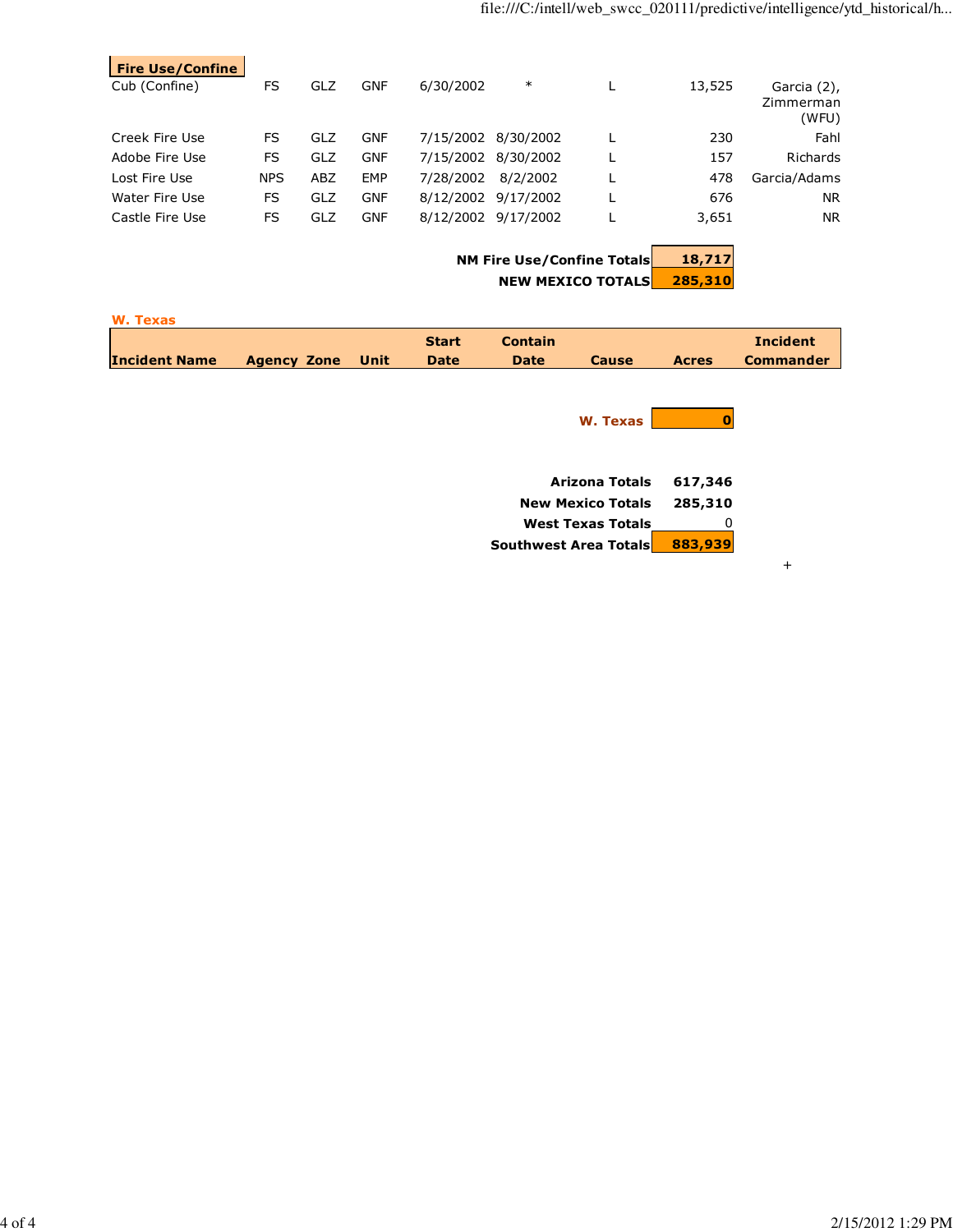**Fire Use/Confine**

| | | | | | | | | |
|---|---|---|---|---|---|---|---|---|
| Cub (Confine) | FS | GLZ | GNF | 6/30/2002 | * | L | 13,525 | Garcia (2), Zimmerman (WFU) |
| Creek Fire Use | FS | GLZ | GNF | 7/15/2002 | 8/30/2002 | L | 230 | Fahl |
| Adobe Fire Use | FS | GLZ | GNF | 7/15/2002 | 8/30/2002 | L | 157 | Richards |
| Lost Fire Use | NPS | ABZ | EMP | 7/28/2002 | 8/2/2002 | L | 478 | Garcia/Adams |
| Water Fire Use | FS | GLZ | GNF | 8/12/2002 | 9/17/2002 | L | 676 | NR |
| Castle Fire Use | FS | GLZ | GNF | 8/12/2002 | 9/17/2002 | L | 3,651 | NR |

**NM Fire Use/Confine Totals** **18,717**

**NEW MEXICO TOTALS** **285,310**

**W. Texas**

| Incident Name | Agency | Zone | Unit | Start Date | Contain Date | Cause | Acres | Incident Commander |
|---|---|---|---|---|---|---|---|---|

**W. Texas** **0**

| | |
|---|---|
| **Arizona Totals** | **617,346** |
| **New Mexico Totals** | **285,310** |
| **West Texas Totals** | 0 |
| **Southwest Area Totals** | **883,939** |

+